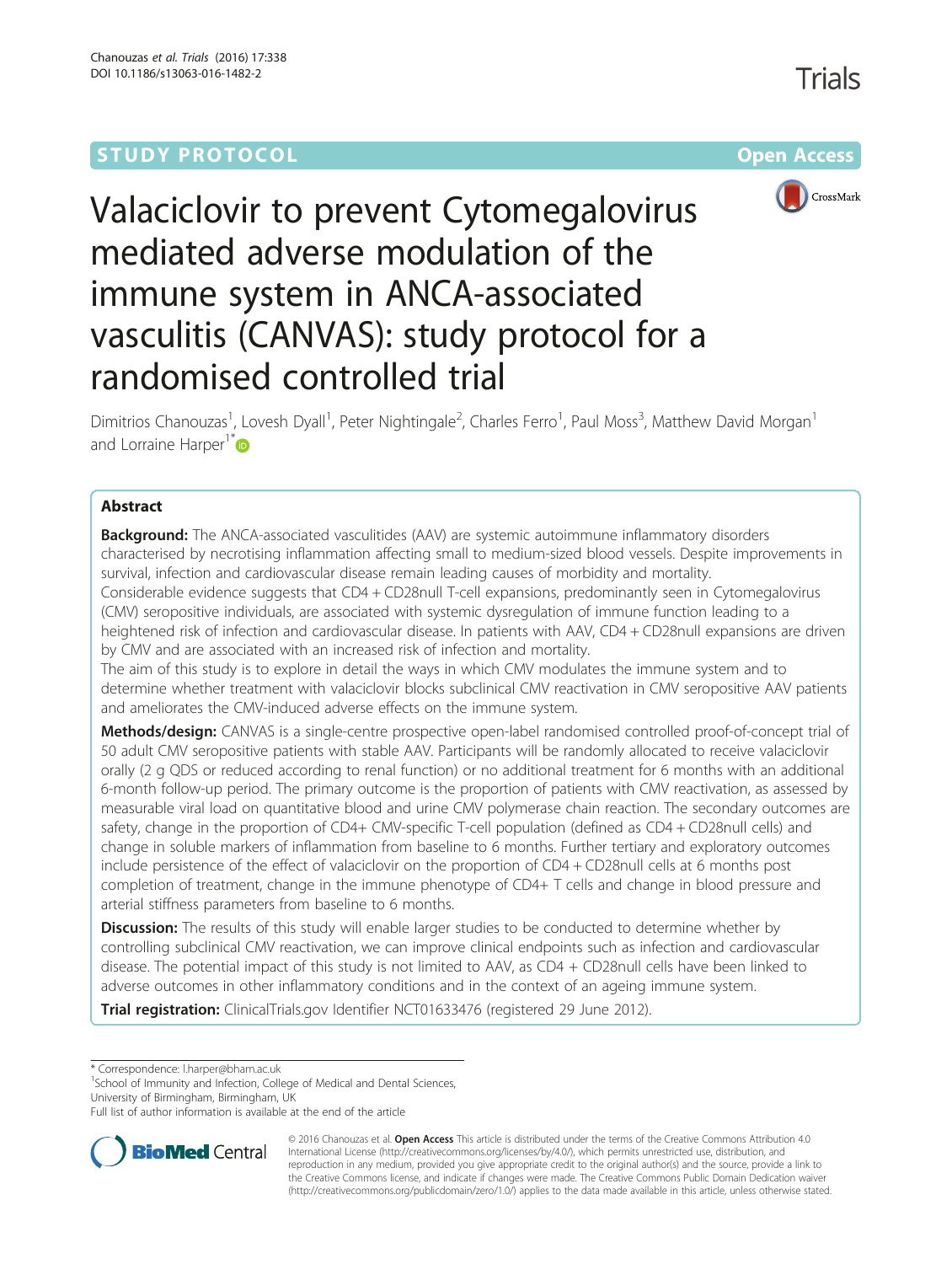STUDY PROTOCOL **Open Access**

# Valaciclovir to prevent Cytomegalovirus mediated adverse modulation of the immune system in ANCA-associated vasculitis (CANVAS): study protocol for a randomised controlled trial

Dimitrios Chanouzas[1], Lovesh Dyall[1], Peter Nightingale[2], Charles Ferro[1], Paul Moss[3], Matthew David Morgan[1] and Lorraine Harper[1*]

## Abstract

**Background:** The ANCA-associated vasculitides (AAV) are systemic autoimmune inflammatory disorders characterised by necrotising inflammation affecting small to medium-sized blood vessels. Despite improvements in survival, infection and cardiovascular disease remain leading causes of morbidity and mortality.

Considerable evidence suggests that CD4 + CD28null T-cell expansions, predominantly seen in Cytomegalovirus (CMV) seropositive individuals, are associated with systemic dysregulation of immune function leading to a heightened risk of infection and cardiovascular disease. In patients with AAV, CD4 + CD28null expansions are driven by CMV and are associated with an increased risk of infection and mortality.

The aim of this study is to explore in detail the ways in which CMV modulates the immune system and to determine whether treatment with valaciclovir blocks subclinical CMV reactivation in CMV seropositive AAV patients and ameliorates the CMV-induced adverse effects on the immune system.

**Methods/design:** CANVAS is a single-centre prospective open-label randomised controlled proof-of-concept trial of 50 adult CMV seropositive patients with stable AAV. Participants will be randomly allocated to receive valaciclovir orally (2 g QDS or reduced according to renal function) or no additional treatment for 6 months with an additional 6-month follow-up period. The primary outcome is the proportion of patients with CMV reactivation, as assessed by measurable viral load on quantitative blood and urine CMV polymerase chain reaction. The secondary outcomes are safety, change in the proportion of CD4+ CMV-specific T-cell population (defined as CD4 + CD28null cells) and change in soluble markers of inflammation from baseline to 6 months. Further tertiary and exploratory outcomes include persistence of the effect of valaciclovir on the proportion of CD4 + CD28null cells at 6 months post completion of treatment, change in the immune phenotype of CD4+ T cells and change in blood pressure and arterial stiffness parameters from baseline to 6 months.

**Discussion:** The results of this study will enable larger studies to be conducted to determine whether by controlling subclinical CMV reactivation, we can improve clinical endpoints such as infection and cardiovascular disease. The potential impact of this study is not limited to AAV, as CD4 + CD28null cells have been linked to adverse outcomes in other inflammatory conditions and in the context of an ageing immune system.

**Trial registration:** ClinicalTrials.gov Identifier NCT01633476 (registered 29 June 2012).

---

\* Correspondence: l.harper@bham.ac.uk

[1]School of Immunity and Infection, College of Medical and Dental Sciences, University of Birmingham, Birmingham, UK

Full list of author information is available at the end of the article

© 2016 Chanouzas et al. **Open Access** This article is distributed under the terms of the Creative Commons Attribution 4.0 International License (http://creativecommons.org/licenses/by/4.0/), which permits unrestricted use, distribution, and reproduction in any medium, provided you give appropriate credit to the original author(s) and the source, provide a link to the Creative Commons license, and indicate if changes were made. The Creative Commons Public Domain Dedication waiver (http://creativecommons.org/publicdomain/zero/1.0/) applies to the data made available in this article, unless otherwise stated.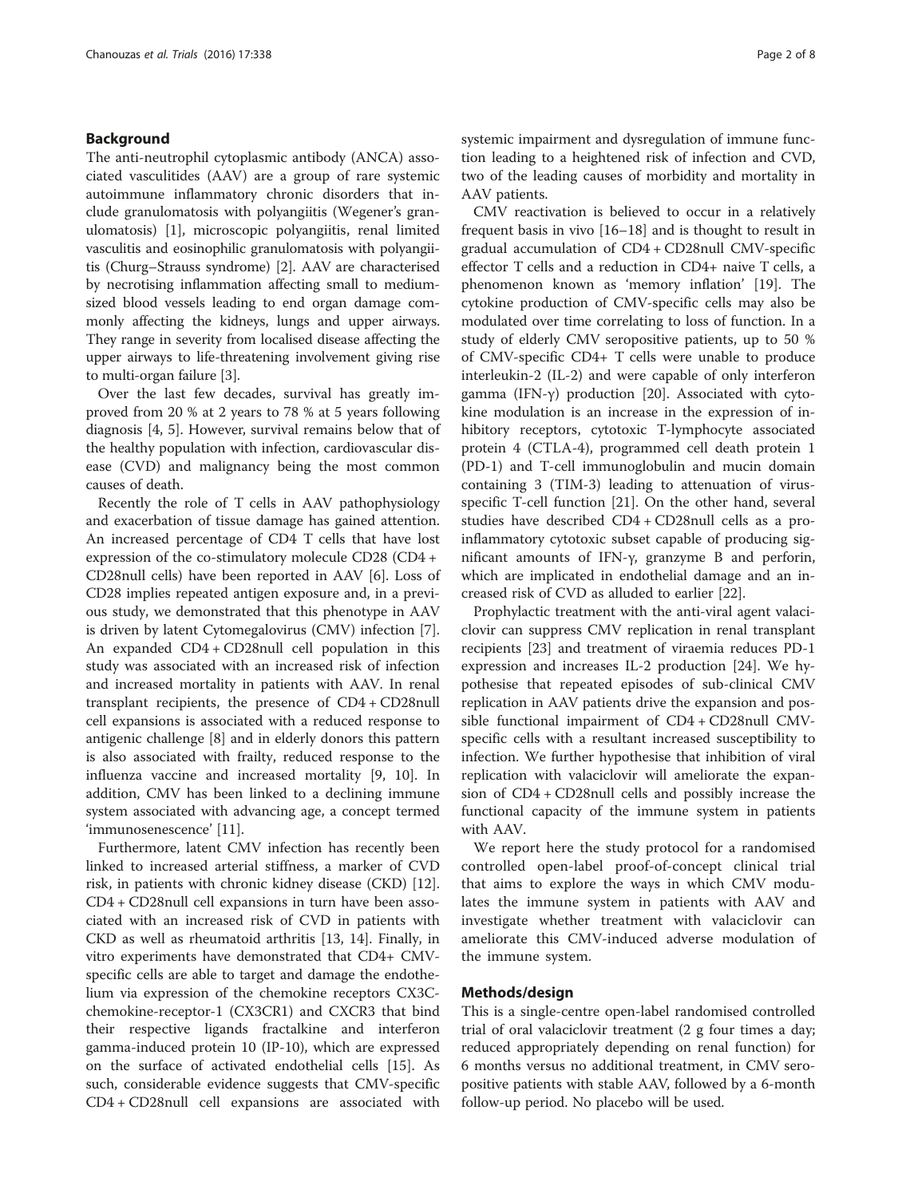## Background

The anti-neutrophil cytoplasmic antibody (ANCA) associated vasculitides (AAV) are a group of rare systemic autoimmune inflammatory chronic disorders that include granulomatosis with polyangiitis (Wegener's granulomatosis) [1], microscopic polyangiitis, renal limited vasculitis and eosinophilic granulomatosis with polyangiitis (Churg–Strauss syndrome) [2]. AAV are characterised by necrotising inflammation affecting small to medium-sized blood vessels leading to end organ damage commonly affecting the kidneys, lungs and upper airways. They range in severity from localised disease affecting the upper airways to life-threatening involvement giving rise to multi-organ failure [3].

Over the last few decades, survival has greatly improved from 20 % at 2 years to 78 % at 5 years following diagnosis [4, 5]. However, survival remains below that of the healthy population with infection, cardiovascular disease (CVD) and malignancy being the most common causes of death.

Recently the role of T cells in AAV pathophysiology and exacerbation of tissue damage has gained attention. An increased percentage of CD4 T cells that have lost expression of the co-stimulatory molecule CD28 (CD4 + CD28null cells) have been reported in AAV [6]. Loss of CD28 implies repeated antigen exposure and, in a previous study, we demonstrated that this phenotype in AAV is driven by latent Cytomegalovirus (CMV) infection [7]. An expanded CD4 + CD28null cell population in this study was associated with an increased risk of infection and increased mortality in patients with AAV. In renal transplant recipients, the presence of CD4 + CD28null cell expansions is associated with a reduced response to antigenic challenge [8] and in elderly donors this pattern is also associated with frailty, reduced response to the influenza vaccine and increased mortality [9, 10]. In addition, CMV has been linked to a declining immune system associated with advancing age, a concept termed 'immunosenescence' [11].

Furthermore, latent CMV infection has recently been linked to increased arterial stiffness, a marker of CVD risk, in patients with chronic kidney disease (CKD) [12]. CD4 + CD28null cell expansions in turn have been associated with an increased risk of CVD in patients with CKD as well as rheumatoid arthritis [13, 14]. Finally, in vitro experiments have demonstrated that CD4+ CMV-specific cells are able to target and damage the endothelium via expression of the chemokine receptors CX3C-chemokine-receptor-1 (CX3CR1) and CXCR3 that bind their respective ligands fractalkine and interferon gamma-induced protein 10 (IP-10), which are expressed on the surface of activated endothelial cells [15]. As such, considerable evidence suggests that CMV-specific CD4 + CD28null cell expansions are associated with systemic impairment and dysregulation of immune function leading to a heightened risk of infection and CVD, two of the leading causes of morbidity and mortality in AAV patients.

CMV reactivation is believed to occur in a relatively frequent basis in vivo [16–18] and is thought to result in gradual accumulation of CD4 + CD28null CMV-specific effector T cells and a reduction in CD4+ naive T cells, a phenomenon known as 'memory inflation' [19]. The cytokine production of CMV-specific cells may also be modulated over time correlating to loss of function. In a study of elderly CMV seropositive patients, up to 50 % of CMV-specific CD4+ T cells were unable to produce interleukin-2 (IL-2) and were capable of only interferon gamma (IFN-γ) production [20]. Associated with cytokine modulation is an increase in the expression of inhibitory receptors, cytotoxic T-lymphocyte associated protein 4 (CTLA-4), programmed cell death protein 1 (PD-1) and T-cell immunoglobulin and mucin domain containing 3 (TIM-3) leading to attenuation of virus-specific T-cell function [21]. On the other hand, several studies have described CD4 + CD28null cells as a pro-inflammatory cytotoxic subset capable of producing significant amounts of IFN-γ, granzyme B and perforin, which are implicated in endothelial damage and an increased risk of CVD as alluded to earlier [22].

Prophylactic treatment with the anti-viral agent valaciclovir can suppress CMV replication in renal transplant recipients [23] and treatment of viraemia reduces PD-1 expression and increases IL-2 production [24]. We hypothesise that repeated episodes of sub-clinical CMV replication in AAV patients drive the expansion and possible functional impairment of CD4 + CD28null CMV-specific cells with a resultant increased susceptibility to infection. We further hypothesise that inhibition of viral replication with valaciclovir will ameliorate the expansion of CD4 + CD28null cells and possibly increase the functional capacity of the immune system in patients with AAV.

We report here the study protocol for a randomised controlled open-label proof-of-concept clinical trial that aims to explore the ways in which CMV modulates the immune system in patients with AAV and investigate whether treatment with valaciclovir can ameliorate this CMV-induced adverse modulation of the immune system.

## Methods/design

This is a single-centre open-label randomised controlled trial of oral valaciclovir treatment (2 g four times a day; reduced appropriately depending on renal function) for 6 months versus no additional treatment, in CMV seropositive patients with stable AAV, followed by a 6-month follow-up period. No placebo will be used.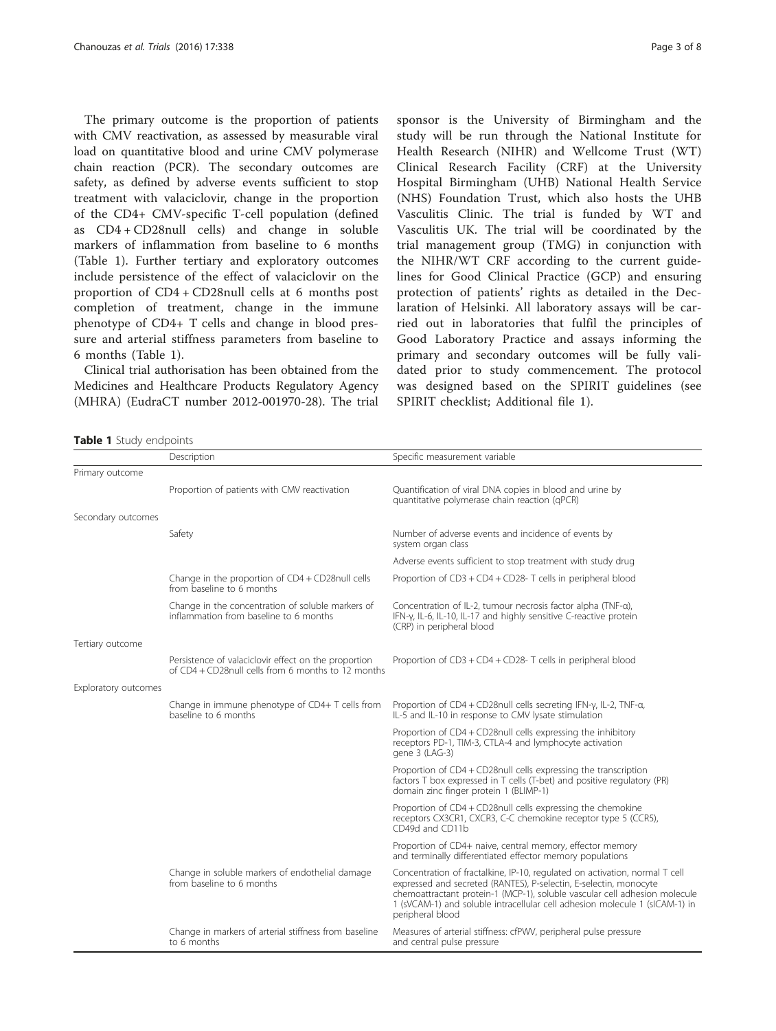The primary outcome is the proportion of patients with CMV reactivation, as assessed by measurable viral load on quantitative blood and urine CMV polymerase chain reaction (PCR). The secondary outcomes are safety, as defined by adverse events sufficient to stop treatment with valaciclovir, change in the proportion of the CD4+ CMV-specific T-cell population (defined as CD4 + CD28null cells) and change in soluble markers of inflammation from baseline to 6 months (Table 1). Further tertiary and exploratory outcomes include persistence of the effect of valaciclovir on the proportion of CD4 + CD28null cells at 6 months post completion of treatment, change in the immune phenotype of CD4+ T cells and change in blood pressure and arterial stiffness parameters from baseline to 6 months (Table 1).

Clinical trial authorisation has been obtained from the Medicines and Healthcare Products Regulatory Agency (MHRA) (EudraCT number 2012-001970-28). The trial sponsor is the University of Birmingham and the study will be run through the National Institute for Health Research (NIHR) and Wellcome Trust (WT) Clinical Research Facility (CRF) at the University Hospital Birmingham (UHB) National Health Service (NHS) Foundation Trust, which also hosts the UHB Vasculitis Clinic. The trial is funded by WT and Vasculitis UK. The trial will be coordinated by the trial management group (TMG) in conjunction with the NIHR/WT CRF according to the current guidelines for Good Clinical Practice (GCP) and ensuring protection of patients' rights as detailed in the Declaration of Helsinki. All laboratory assays will be carried out in laboratories that fulfil the principles of Good Laboratory Practice and assays informing the primary and secondary outcomes will be fully validated prior to study commencement. The protocol was designed based on the SPIRIT guidelines (see SPIRIT checklist; Additional file 1).

**Table 1** Study endpoints

| | Description | Specific measurement variable |
|---|---|---|
| Primary outcome | | |
| | Proportion of patients with CMV reactivation | Quantification of viral DNA copies in blood and urine by quantitative polymerase chain reaction (qPCR) |
| Secondary outcomes | | |
| | Safety | Number of adverse events and incidence of events by system organ class |
| | | Adverse events sufficient to stop treatment with study drug |
| | Change in the proportion of CD4 + CD28null cells from baseline to 6 months | Proportion of CD3 + CD4 + CD28- T cells in peripheral blood |
| | Change in the concentration of soluble markers of inflammation from baseline to 6 months | Concentration of IL-2, tumour necrosis factor alpha (TNF-α), IFN-γ, IL-6, IL-10, IL-17 and highly sensitive C-reactive protein (CRP) in peripheral blood |
| Tertiary outcome | | |
| | Persistence of valaciclovir effect on the proportion of CD4 + CD28null cells from 6 months to 12 months | Proportion of CD3 + CD4 + CD28- T cells in peripheral blood |
| Exploratory outcomes | | |
| | Change in immune phenotype of CD4+ T cells from baseline to 6 months | Proportion of CD4 + CD28null cells secreting IFN-γ, IL-2, TNF-α, IL-5 and IL-10 in response to CMV lysate stimulation |
| | | Proportion of CD4 + CD28null cells expressing the inhibitory receptors PD-1, TIM-3, CTLA-4 and lymphocyte activation gene 3 (LAG-3) |
| | | Proportion of CD4 + CD28null cells expressing the transcription factors T box expressed in T cells (T-bet) and positive regulatory (PR) domain zinc finger protein 1 (BLIMP-1) |
| | | Proportion of CD4 + CD28null cells expressing the chemokine receptors CX3CR1, CXCR3, C-C chemokine receptor type 5 (CCR5), CD49d and CD11b |
| | | Proportion of CD4+ naive, central memory, effector memory and terminally differentiated effector memory populations |
| | Change in soluble markers of endothelial damage from baseline to 6 months | Concentration of fractalkine, IP-10, regulated on activation, normal T cell expressed and secreted (RANTES), P-selectin, E-selectin, monocyte chemoattractant protein-1 (MCP-1), soluble vascular cell adhesion molecule 1 (sVCAM-1) and soluble intracellular cell adhesion molecule 1 (sICAM-1) in peripheral blood |
| | Change in markers of arterial stiffness from baseline to 6 months | Measures of arterial stiffness: cfPWV, peripheral pulse pressure and central pulse pressure |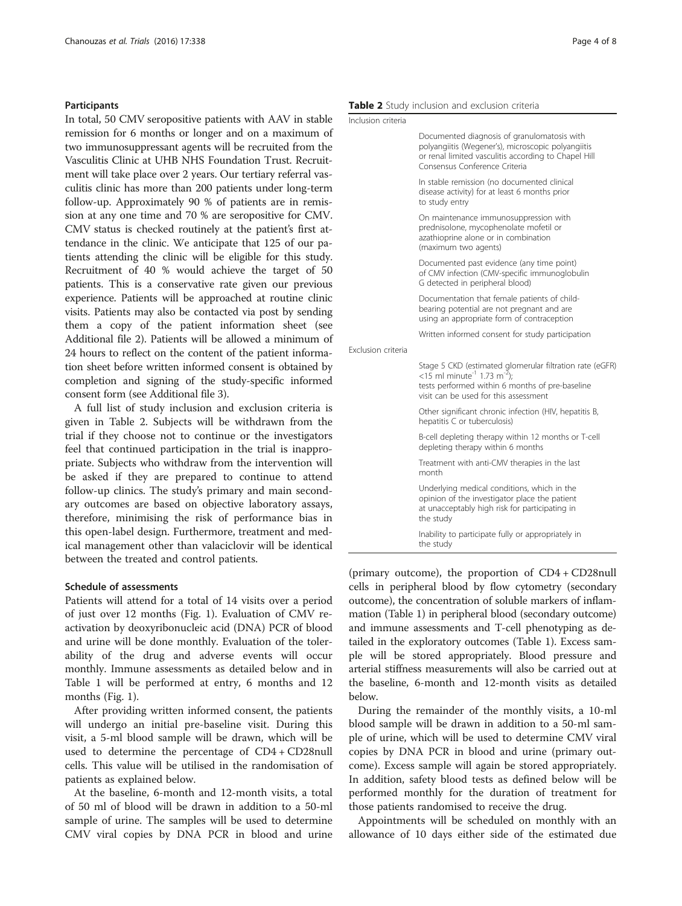### Participants

In total, 50 CMV seropositive patients with AAV in stable remission for 6 months or longer and on a maximum of two immunosuppressant agents will be recruited from the Vasculitis Clinic at UHB NHS Foundation Trust. Recruitment will take place over 2 years. Our tertiary referral vasculitis clinic has more than 200 patients under long-term follow-up. Approximately 90 % of patients are in remission at any one time and 70 % are seropositive for CMV. CMV status is checked routinely at the patient's first attendance in the clinic. We anticipate that 125 of our patients attending the clinic will be eligible for this study. Recruitment of 40 % would achieve the target of 50 patients. This is a conservative rate given our previous experience. Patients will be approached at routine clinic visits. Patients may also be contacted via post by sending them a copy of the patient information sheet (see Additional file 2). Patients will be allowed a minimum of 24 hours to reflect on the content of the patient information sheet before written informed consent is obtained by completion and signing of the study-specific informed consent form (see Additional file 3).

A full list of study inclusion and exclusion criteria is given in Table 2. Subjects will be withdrawn from the trial if they choose not to continue or the investigators feel that continued participation in the trial is inappropriate. Subjects who withdraw from the intervention will be asked if they are prepared to continue to attend follow-up clinics. The study's primary and main secondary outcomes are based on objective laboratory assays, therefore, minimising the risk of performance bias in this open-label design. Furthermore, treatment and medical management other than valaciclovir will be identical between the treated and control patients.

**Table 2** Study inclusion and exclusion criteria

| | |
|---|---|
| Inclusion criteria | |
| | Documented diagnosis of granulomatosis with polyangiitis (Wegener's), microscopic polyangiitis or renal limited vasculitis according to Chapel Hill Consensus Conference Criteria |
| | In stable remission (no documented clinical disease activity) for at least 6 months prior to study entry |
| | On maintenance immunosuppression with prednisolone, mycophenolate mofetil or azathioprine alone or in combination (maximum two agents) |
| | Documented past evidence (any time point) of CMV infection (CMV-specific immunoglobulin G detected in peripheral blood) |
| | Documentation that female patients of child-bearing potential are not pregnant and are using an appropriate form of contraception |
| | Written informed consent for study participation |
| Exclusion criteria | |
| | Stage 5 CKD (estimated glomerular filtration rate (eGFR) <15 ml minute$^{-1}$ 1.73 m$^{-2}$); tests performed within 6 months of pre-baseline visit can be used for this assessment |
| | Other significant chronic infection (HIV, hepatitis B, hepatitis C or tuberculosis) |
| | B-cell depleting therapy within 12 months or T-cell depleting therapy within 6 months |
| | Treatment with anti-CMV therapies in the last month |
| | Underlying medical conditions, which in the opinion of the investigator place the patient at unacceptably high risk for participating in the study |
| | Inability to participate fully or appropriately in the study |

### Schedule of assessments

Patients will attend for a total of 14 visits over a period of just over 12 months (Fig. 1). Evaluation of CMV reactivation by deoxyribonucleic acid (DNA) PCR of blood and urine will be done monthly. Evaluation of the tolerability of the drug and adverse events will occur monthly. Immune assessments as detailed below and in Table 1 will be performed at entry, 6 months and 12 months (Fig. 1).

After providing written informed consent, the patients will undergo an initial pre-baseline visit. During this visit, a 5-ml blood sample will be drawn, which will be used to determine the percentage of CD4 + CD28null cells. This value will be utilised in the randomisation of patients as explained below.

At the baseline, 6-month and 12-month visits, a total of 50 ml of blood will be drawn in addition to a 50-ml sample of urine. The samples will be used to determine CMV viral copies by DNA PCR in blood and urine (primary outcome), the proportion of CD4 + CD28null cells in peripheral blood by flow cytometry (secondary outcome), the concentration of soluble markers of inflammation (Table 1) in peripheral blood (secondary outcome) and immune assessments and T-cell phenotyping as detailed in the exploratory outcomes (Table 1). Excess sample will be stored appropriately. Blood pressure and arterial stiffness measurements will also be carried out at the baseline, 6-month and 12-month visits as detailed below.

During the remainder of the monthly visits, a 10-ml blood sample will be drawn in addition to a 50-ml sample of urine, which will be used to determine CMV viral copies by DNA PCR in blood and urine (primary outcome). Excess sample will again be stored appropriately. In addition, safety blood tests as defined below will be performed monthly for the duration of treatment for those patients randomised to receive the drug.

Appointments will be scheduled on monthly with an allowance of 10 days either side of the estimated due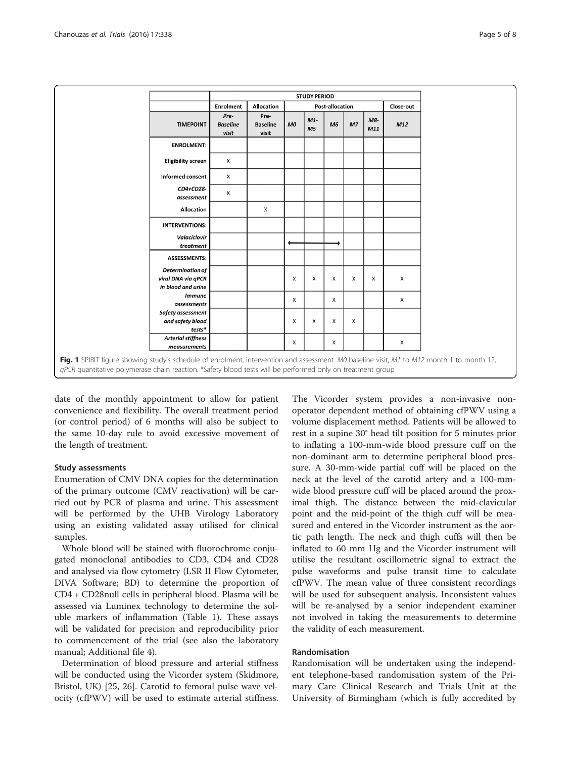| | STUDY PERIOD | | | | | | | |
|---|---|---|---|---|---|---|---|---|
| | Enrolment | Allocation | Post-allocation | | | | | Close-out |
| TIMEPOINT | *Pre-Baseline visit* | *Pre-Baseline visit* | *M0* | *M1-M5* | *M6* | *M7* | *M8-M11* | *M12* |
| **ENROLMENT:** | | | | | | | | |
| Eligibility screen | X | | | | | | | |
| Informed consent | X | | | | | | | |
| *CD4+CD28- assessment* | X | | | | | | | |
| Allocation | | X | | | | | | |
| **INTERVENTIONS:** | | | | | | | | |
| *Valaciclovir treatment* | | | ◆———— | ———— | ————◆ | | | |
| **ASSESSMENTS:** | | | | | | | | |
| *Determination of viral DNA via qPCR in blood and urine* | | | X | X | X | X | X | X |
| *Immune assessments* | | | X | | X | | | X |
| *Safety assessment and safety blood tests** | | | X | X | X | X | | |
| *Arterial stiffness measurements* | | | X | | X | | | X |

**Fig. 1** SPIRIT figure showing study's schedule of enrolment, intervention and assessment. *M0* baseline visit, *M1* to *M12* month 1 to month 12, *qPCR* quantitative polymerase chain reaction. *Safety blood tests will be performed only on treatment group

date of the monthly appointment to allow for patient convenience and flexibility. The overall treatment period (or control period) of 6 months will also be subject to the same 10-day rule to avoid excessive movement of the length of treatment.

### Study assessments

Enumeration of CMV DNA copies for the determination of the primary outcome (CMV reactivation) will be carried out by PCR of plasma and urine. This assessment will be performed by the UHB Virology Laboratory using an existing validated assay utilised for clinical samples.

Whole blood will be stained with fluorochrome conjugated monoclonal antibodies to CD3, CD4 and CD28 and analysed via flow cytometry (LSR II Flow Cytometer, DIVA Software; BD) to determine the proportion of CD4 + CD28null cells in peripheral blood. Plasma will be assessed via Luminex technology to determine the soluble markers of inflammation (Table 1). These assays will be validated for precision and reproducibility prior to commencement of the trial (see also the laboratory manual; Additional file 4).

Determination of blood pressure and arterial stiffness will be conducted using the Vicorder system (Skidmore, Bristol, UK) [25, 26]. Carotid to femoral pulse wave velocity (cfPWV) will be used to estimate arterial stiffness. The Vicorder system provides a non-invasive non-operator dependent method of obtaining cfPWV using a volume displacement method. Patients will be allowed to rest in a supine 30° head tilt position for 5 minutes prior to inflating a 100-mm-wide blood pressure cuff on the non-dominant arm to determine peripheral blood pressure. A 30-mm-wide partial cuff will be placed on the neck at the level of the carotid artery and a 100-mm-wide blood pressure cuff will be placed around the proximal thigh. The distance between the mid-clavicular point and the mid-point of the thigh cuff will be measured and entered in the Vicorder instrument as the aortic path length. The neck and thigh cuffs will then be inflated to 60 mm Hg and the Vicorder instrument will utilise the resultant oscillometric signal to extract the pulse waveforms and pulse transit time to calculate cfPWV. The mean value of three consistent recordings will be used for subsequent analysis. Inconsistent values will be re-analysed by a senior independent examiner not involved in taking the measurements to determine the validity of each measurement.

### Randomisation

Randomisation will be undertaken using the independent telephone-based randomisation system of the Primary Care Clinical Research and Trials Unit at the University of Birmingham (which is fully accredited by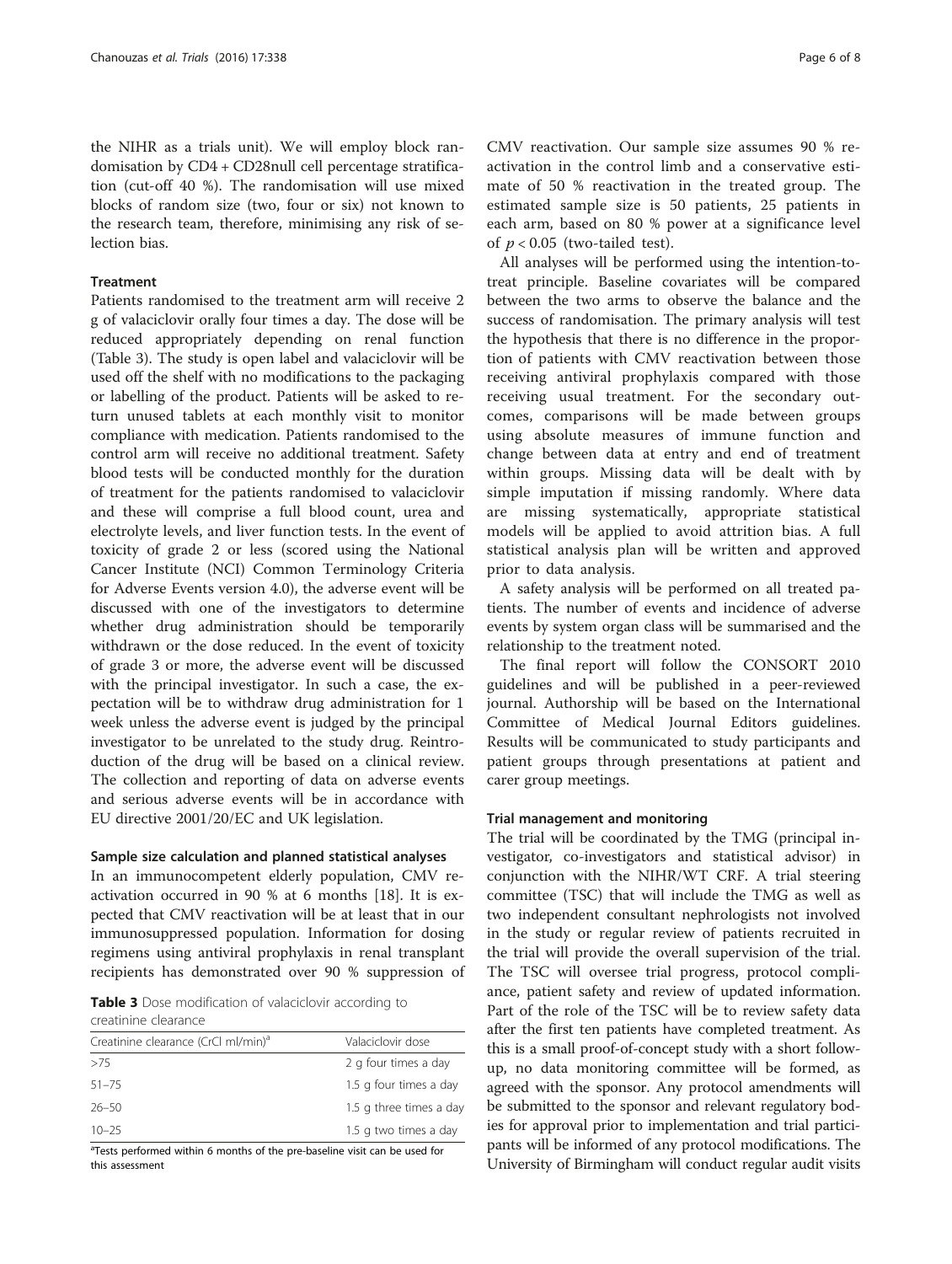the NIHR as a trials unit). We will employ block randomisation by CD4 + CD28null cell percentage stratification (cut-off 40 %). The randomisation will use mixed blocks of random size (two, four or six) not known to the research team, therefore, minimising any risk of selection bias.

### Treatment

Patients randomised to the treatment arm will receive 2 g of valaciclovir orally four times a day. The dose will be reduced appropriately depending on renal function (Table 3). The study is open label and valaciclovir will be used off the shelf with no modifications to the packaging or labelling of the product. Patients will be asked to return unused tablets at each monthly visit to monitor compliance with medication. Patients randomised to the control arm will receive no additional treatment. Safety blood tests will be conducted monthly for the duration of treatment for the patients randomised to valaciclovir and these will comprise a full blood count, urea and electrolyte levels, and liver function tests. In the event of toxicity of grade 2 or less (scored using the National Cancer Institute (NCI) Common Terminology Criteria for Adverse Events version 4.0), the adverse event will be discussed with one of the investigators to determine whether drug administration should be temporarily withdrawn or the dose reduced. In the event of toxicity of grade 3 or more, the adverse event will be discussed with the principal investigator. In such a case, the expectation will be to withdraw drug administration for 1 week unless the adverse event is judged by the principal investigator to be unrelated to the study drug. Reintroduction of the drug will be based on a clinical review. The collection and reporting of data on adverse events and serious adverse events will be in accordance with EU directive 2001/20/EC and UK legislation.

### Sample size calculation and planned statistical analyses

In an immunocompetent elderly population, CMV reactivation occurred in 90 % at 6 months [18]. It is expected that CMV reactivation will be at least that in our immunosuppressed population. Information for dosing regimens using antiviral prophylaxis in renal transplant recipients has demonstrated over 90 % suppression of CMV reactivation. Our sample size assumes 90 % reactivation in the control limb and a conservative estimate of 50 % reactivation in the treated group. The estimated sample size is 50 patients, 25 patients in each arm, based on 80 % power at a significance level of $p < 0.05$ (two-tailed test).

All analyses will be performed using the intention-to-treat principle. Baseline covariates will be compared between the two arms to observe the balance and the success of randomisation. The primary analysis will test the hypothesis that there is no difference in the proportion of patients with CMV reactivation between those receiving antiviral prophylaxis compared with those receiving usual treatment. For the secondary outcomes, comparisons will be made between groups using absolute measures of immune function and change between data at entry and end of treatment within groups. Missing data will be dealt with by simple imputation if missing randomly. Where data are missing systematically, appropriate statistical models will be applied to avoid attrition bias. A full statistical analysis plan will be written and approved prior to data analysis.

A safety analysis will be performed on all treated patients. The number of events and incidence of adverse events by system organ class will be summarised and the relationship to the treatment noted.

The final report will follow the CONSORT 2010 guidelines and will be published in a peer-reviewed journal. Authorship will be based on the International Committee of Medical Journal Editors guidelines. Results will be communicated to study participants and patient groups through presentations at patient and carer group meetings.

**Table 3** Dose modification of valaciclovir according to creatinine clearance

| Creatinine clearance (CrCl ml/min)[a] | Valaciclovir dose |
|---|---|
| >75 | 2 g four times a day |
| 51–75 | 1.5 g four times a day |
| 26–50 | 1.5 g three times a day |
| 10–25 | 1.5 g two times a day |

[a]Tests performed within 6 months of the pre-baseline visit can be used for this assessment

### Trial management and monitoring

The trial will be coordinated by the TMG (principal investigator, co-investigators and statistical advisor) in conjunction with the NIHR/WT CRF. A trial steering committee (TSC) that will include the TMG as well as two independent consultant nephrologists not involved in the study or regular review of patients recruited in the trial will provide the overall supervision of the trial. The TSC will oversee trial progress, protocol compliance, patient safety and review of updated information. Part of the role of the TSC will be to review safety data after the first ten patients have completed treatment. As this is a small proof-of-concept study with a short follow-up, no data monitoring committee will be formed, as agreed with the sponsor. Any protocol amendments will be submitted to the sponsor and relevant regulatory bodies for approval prior to implementation and trial participants will be informed of any protocol modifications. The University of Birmingham will conduct regular audit visits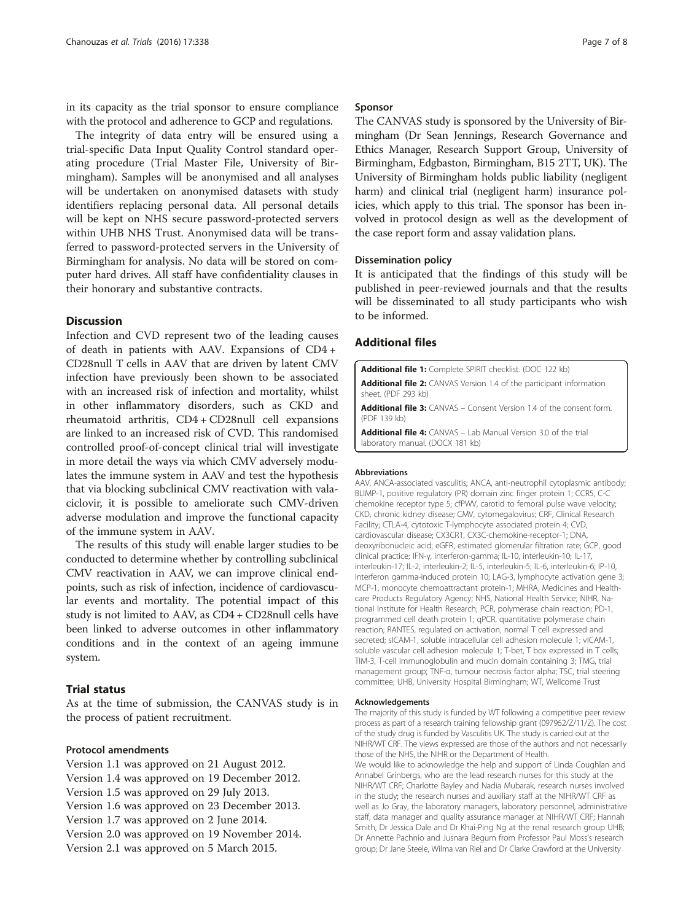in its capacity as the trial sponsor to ensure compliance with the protocol and adherence to GCP and regulations.

The integrity of data entry will be ensured using a trial-specific Data Input Quality Control standard operating procedure (Trial Master File, University of Birmingham). Samples will be anonymised and all analyses will be undertaken on anonymised datasets with study identifiers replacing personal data. All personal details will be kept on NHS secure password-protected servers within UHB NHS Trust. Anonymised data will be transferred to password-protected servers in the University of Birmingham for analysis. No data will be stored on computer hard drives. All staff have confidentiality clauses in their honorary and substantive contracts.

## Discussion

Infection and CVD represent two of the leading causes of death in patients with AAV. Expansions of CD4 + CD28null T cells in AAV that are driven by latent CMV infection have previously been shown to be associated with an increased risk of infection and mortality, whilst in other inflammatory disorders, such as CKD and rheumatoid arthritis, CD4 + CD28null cell expansions are linked to an increased risk of CVD. This randomised controlled proof-of-concept clinical trial will investigate in more detail the ways via which CMV adversely modulates the immune system in AAV and test the hypothesis that via blocking subclinical CMV reactivation with valaciclovir, it is possible to ameliorate such CMV-driven adverse modulation and improve the functional capacity of the immune system in AAV.

The results of this study will enable larger studies to be conducted to determine whether by controlling subclinical CMV reactivation in AAV, we can improve clinical endpoints, such as risk of infection, incidence of cardiovascular events and mortality. The potential impact of this study is not limited to AAV, as CD4 + CD28null cells have been linked to adverse outcomes in other inflammatory conditions and in the context of an ageing immune system.

## Trial status

As at the time of submission, the CANVAS study is in the process of patient recruitment.

### Protocol amendments

Version 1.1 was approved on 21 August 2012.
Version 1.4 was approved on 19 December 2012.
Version 1.5 was approved on 29 July 2013.
Version 1.6 was approved on 23 December 2013.
Version 1.7 was approved on 2 June 2014.
Version 2.0 was approved on 19 November 2014.
Version 2.1 was approved on 5 March 2015.

### Sponsor

The CANVAS study is sponsored by the University of Birmingham (Dr Sean Jennings, Research Governance and Ethics Manager, Research Support Group, University of Birmingham, Edgbaston, Birmingham, B15 2TT, UK). The University of Birmingham holds public liability (negligent harm) and clinical trial (negligent harm) insurance policies, which apply to this trial. The sponsor has been involved in protocol design as well as the development of the case report form and assay validation plans.

### Dissemination policy

It is anticipated that the findings of this study will be published in peer-reviewed journals and that the results will be disseminated to all study participants who wish to be informed.

## Additional files

**Additional file 1:** Complete SPIRIT checklist. (DOC 122 kb)

**Additional file 2:** CANVAS Version 1.4 of the participant information sheet. (PDF 293 kb)

**Additional file 3:** CANVAS – Consent Version 1.4 of the consent form. (PDF 139 kb)

**Additional file 4:** CANVAS – Lab Manual Version 3.0 of the trial laboratory manual. (DOCX 181 kb)

#### Abbreviations

AAV, ANCA-associated vasculitis; ANCA, anti-neutrophil cytoplasmic antibody; BLIMP-1, positive regulatory (PR) domain zinc finger protein 1; CCR5, C-C chemokine receptor type 5; cfPWV, carotid to femoral pulse wave velocity; CKD, chronic kidney disease; CMV, cytomegalovirus; CRF, Clinical Research Facility; CTLA-4, cytotoxic T-lymphocyte associated protein 4; CVD, cardiovascular disease; CX3CR1, CX3C-chemokine-receptor-1; DNA, deoxyribonucleic acid; eGFR, estimated glomerular filtration rate; GCP, good clinical practice; IFN-γ, interferon-gamma; IL-10, interleukin-10; IL-17, interleukin-17; IL-2, interleukin-2; IL-5, interleukin-5; IL-6, interleukin-6; IP-10, interferon gamma-induced protein 10; LAG-3, lymphocyte activation gene 3; MCP-1, monocyte chemoattractant protein-1; MHRA, Medicines and Healthcare Products Regulatory Agency; NHS, National Health Service; NIHR, National Institute for Health Research; PCR, polymerase chain reaction; PD-1, programmed cell death protein 1; qPCR, quantitative polymerase chain reaction; RANTES, regulated on activation, normal T cell expressed and secreted; sICAM-1, soluble intracellular cell adhesion molecule 1; vICAM-1, soluble vascular cell adhesion molecule 1; T-bet, T box expressed in T cells; TIM-3, T-cell immunoglobulin and mucin domain containing 3; TMG, trial management group; TNF-α, tumour necrosis factor alpha; TSC, trial steering committee; UHB, University Hospital Birmingham; WT, Wellcome Trust

#### Acknowledgements

The majority of this study is funded by WT following a competitive peer review process as part of a research training fellowship grant (097962/Z/11/Z). The cost of the study drug is funded by Vasculitis UK. The study is carried out at the NIHR/WT CRF. The views expressed are those of the authors and not necessarily those of the NHS, the NIHR or the Department of Health.

We would like to acknowledge the help and support of Linda Coughlan and Annabel Grinbergs, who are the lead research nurses for this study at the NIHR/WT CRF; Charlotte Bayley and Nadia Mubarak, research nurses involved in the study; the research nurses and auxiliary staff at the NIHR/WT CRF as well as Jo Gray, the laboratory managers, laboratory personnel, administrative staff, data manager and quality assurance manager at NIHR/WT CRF; Hannah Smith, Dr Jessica Dale and Dr Khai-Ping Ng at the renal research group UHB; Dr Annette Pachnio and Jusnara Begum from Professor Paul Moss's research group; Dr Jane Steele, Wilma van Riel and Dr Clarke Crawford at the University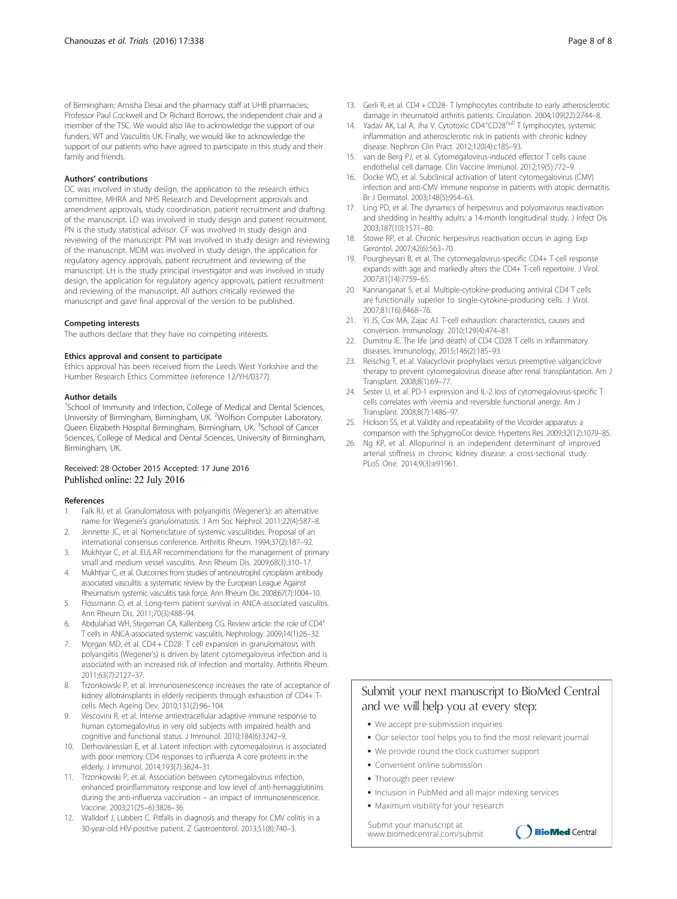of Birmingham; Amisha Desai and the pharmacy staff at UHB pharmacies; Professor Paul Cockwell and Dr Richard Borrows, the independent chair and a member of the TSC. We would also like to acknowledge the support of our funders, WT and Vasculitis UK. Finally, we would like to acknowledge the support of our patients who have agreed to participate in this study and their family and friends.

#### Authors' contributions

DC was involved in study design, the application to the research ethics committee, MHRA and NHS Research and Development approvals and amendment approvals, study coordination, patient recruitment and drafting of the manuscript. LD was involved in study design and patient recruitment. PN is the study statistical advisor. CF was involved in study design and reviewing of the manuscript. PM was involved in study design and reviewing of the manuscript. MDM was involved in study design, the application for regulatory agency approvals, patient recruitment and reviewing of the manuscript. LH is the study principal investigator and was involved in study design, the application for regulatory agency approvals, patient recruitment and reviewing of the manuscript. All authors critically reviewed the manuscript and gave final approval of the version to be published.

#### Competing interests

The authors declare that they have no competing interests.

#### Ethics approval and consent to participate

Ethics approval has been received from the Leeds West Yorkshire and the Humber Research Ethics Committee (reference 12/YH/0377).

#### Author details

[1]School of Immunity and Infection, College of Medical and Dental Sciences, University of Birmingham, Birmingham, UK. [2]Wolfson Computer Laboratory, Queen Elizabeth Hospital Birmingham, Birmingham, UK. [3]School of Cancer Sciences, College of Medical and Dental Sciences, University of Birmingham, Birmingham, UK.

Received: 28 October 2015 Accepted: 17 June 2016
Published online: 22 July 2016

#### References

1. Falk RJ, et al. Granulomatosis with polyangiitis (Wegener's): an alternative name for Wegener's granulomatosis. J Am Soc Nephrol. 2011;22(4):587–8.
2. Jennette JC, et al. Nomenclature of systemic vasculitides. Proposal of an international consensus conference. Arthritis Rheum. 1994;37(2):187–92.
3. Mukhtyar C, et al. EULAR recommendations for the management of primary small and medium vessel vasculitis. Ann Rheum Dis. 2009;68(3):310–17.
4. Mukhtyar C, et al. Outcomes from studies of antineutrophil cytoplasm antibody associated vasculitis: a systematic review by the European League Against Rheumatism systemic vasculitis task force. Ann Rheum Dis. 2008;67(7):1004–10.
5. Flossmann O, et al. Long-term patient survival in ANCA-associated vasculitis. Ann Rheum Dis. 2011;70(3):488–94.
6. Abdulahad WH, Stegeman CA, Kallenberg CG. Review article: the role of $CD4^{+}$ T cells in ANCA-associated systemic vasculitis. Nephrology. 2009;14(1):26–32.
7. Morgan MD, et al. CD4 + CD28- T cell expansion in granulomatosis with polyangiitis (Wegener's) is driven by latent cytomegalovirus infection and is associated with an increased risk of infection and mortality. Arthritis Rheum. 2011;63(7):2127–37.
8. Trzonkowski P, et al. Immunosenescence increases the rate of acceptance of kidney allotransplants in elderly recipients through exhaustion of CD4+ T-cells. Mech Ageing Dev. 2010;131(2):96–104.
9. Vescovini R, et al. Intense antiextracellular adaptive immune response to human cytomegalovirus in very old subjects with impaired health and cognitive and functional status. J Immunol. 2010;184(6):3242–9.
10. Derhovanessian E, et al. Latent infection with cytomegalovirus is associated with poor memory CD4 responses to influenza A core proteins in the elderly. J Immunol. 2014;193(7):3624–31.
11. Trzonkowski P, et al. Association between cytomegalovirus infection, enhanced proinflammatory response and low level of anti-hemagglutinins during the anti-influenza vaccination – an impact of immunosenescence. Vaccine. 2003;21(25–6):3826–36.
12. Walldorf J, Lubbert C. Pitfalls in diagnosis and therapy for CMV colitis in a 30-year-old HIV-positive patient. Z Gastroenterol. 2013;51(8):740–3.
13. Gerli R, et al. CD4 + CD28- T lymphocytes contribute to early atherosclerotic damage in rheumatoid arthritis patients. Circulation. 2004;109(22):2744–8.
14. Yadav AK, Lal A, Jha V. Cytotoxic $CD4^{+}CD28^{null}$ T lymphocytes, systemic inflammation and atherosclerotic risk in patients with chronic kidney disease. Nephron Clin Pract. 2012;120(4):c185–93.
15. van de Berg PJ, et al. Cytomegalovirus-induced effector T cells cause endothelial cell damage. Clin Vaccine Immunol. 2012;19(5):772–9.
16. Docke WD, et al. Subclinical activation of latent cytomegalovirus (CMV) infection and anti-CMV immune response in patients with atopic dermatitis. Br J Dermatol. 2003;148(5):954–63.
17. Ling PD, et al. The dynamics of herpesvirus and polyomavirus reactivation and shedding in healthy adults: a 14-month longitudinal study. J Infect Dis. 2003;187(10):1571–80.
18. Stowe RP, et al. Chronic herpesvirus reactivation occurs in aging. Exp Gerontol. 2007;42(6):563–70.
19. Pourgheysari B, et al. The cytomegalovirus-specific CD4+ T-cell response expands with age and markedly alters the CD4+ T-cell repertoire. J Virol. 2007;81(14):7759–65.
20. Kannanganat S, et al. Multiple-cytokine-producing antiviral CD4 T cells are functionally superior to single-cytokine-producing cells. J Virol. 2007;81(16):8468–76.
21. Yi JS, Cox MA, Zajac AJ. T-cell exhaustion: characteristics, causes and conversion. Immunology. 2010;129(4):474–81.
22. Dumitriu IE. The life (and death) of CD4 CD28 T cells in inflammatory diseases. Immunology, 2015;146(2):185–93.
23. Reischig T, et al. Valacyclovir prophylaxis versus preemptive valganciclovir therapy to prevent cytomegalovirus disease after renal transplantation. Am J Transplant. 2008;8(1):69–77.
24. Sester U, et al. PD-1 expression and IL-2 loss of cytomegalovirus-specific T cells correlates with viremia and reversible functional anergy. Am J Transplant. 2008;8(7):1486–97.
25. Hickson SS, et al. Validity and repeatability of the Vicorder apparatus: a comparison with the SphygmoCor device. Hypertens Res. 2009;32(12):1079–85.
26. Ng KP, et al. Allopurinol is an independent determinant of improved arterial stiffness in chronic kidney disease: a cross-sectional study. PLoS One. 2014;9(3):e91961.

Submit your next manuscript to BioMed Central and we will help you at every step:

- We accept pre-submission inquiries
- Our selector tool helps you to find the most relevant journal
- We provide round the clock customer support
- Convenient online submission
- Thorough peer review
- Inclusion in PubMed and all major indexing services
- Maximum visibility for your research

Submit your manuscript at
www.biomedcentral.com/submit

BioMed Central